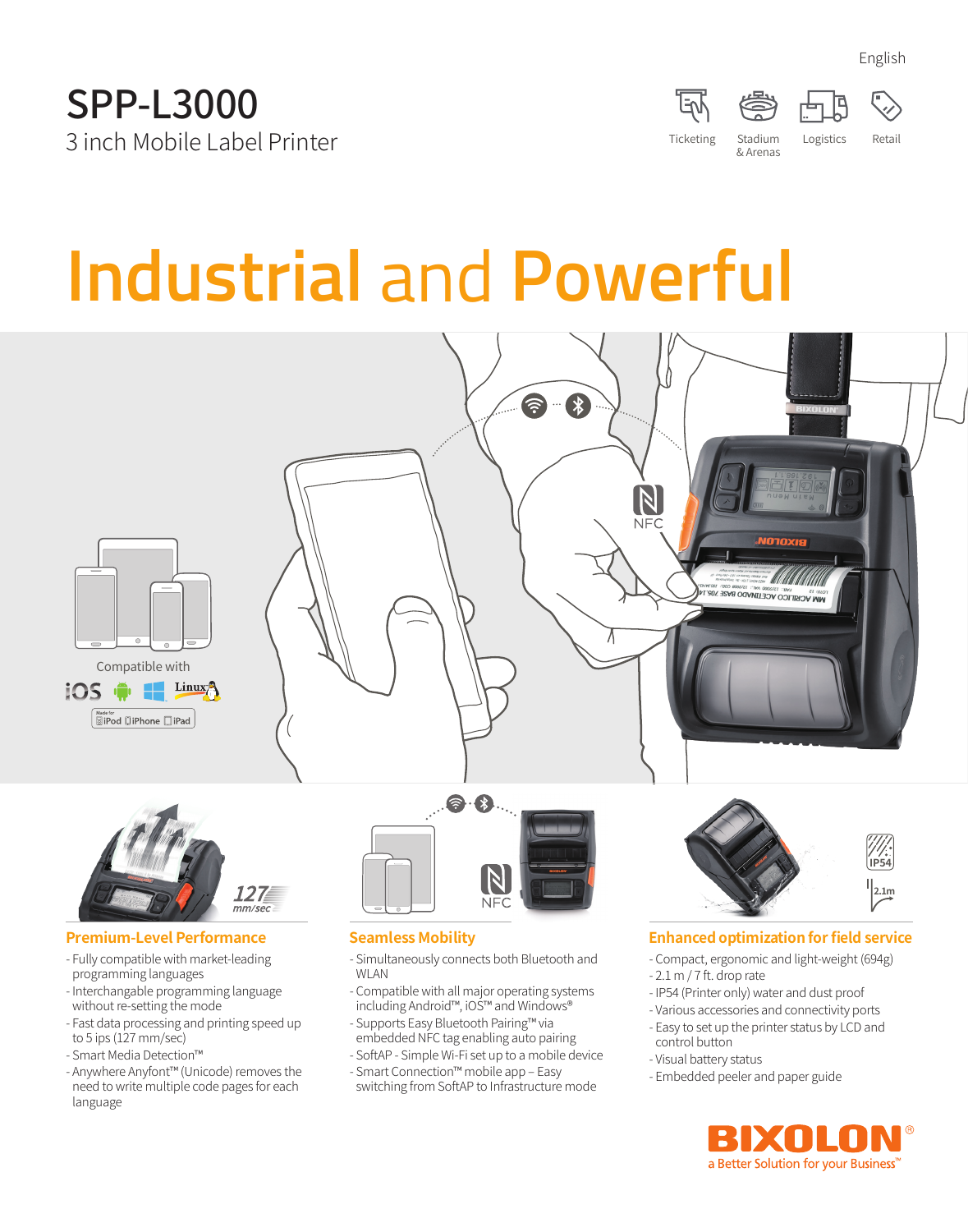English

# SPP-L3000

3 inch Mobile Label Printer

Ticketing | Stadium & Arenas | Logistics | Retail

# Industrial and Powerful

Compatible with iOS, Android, Windows, Linux

Made for iPod, iPhone, iPad

## Premium-Level Performance

- Fully compatible with market-leading programming languages
- Interchangeable programming language without re-setting the mode
- Fast data processing and printing speed up to 5 ips (127 mm/sec)
- Smart Media Detection™
- Anywhere Anyfont™ (Unicode) removes the need to write multiple code pages for each language

## Seamless Mobility

- Simultaneously connects both Bluetooth and WLAN
- Compatible with all major operating systems including Android™, iOS™ and Windows®
- Supports Easy Bluetooth Pairing™ via embedded NFC tag enabling auto pairing
- SoftAP - Simple Wi-Fi set up to a mobile device
- Smart Connection™ mobile app – Easy switching from SoftAP to Infrastructure mode

## Enhanced optimization for field service

- Compact, ergonomic and light-weight (694g)
- 2.1 m / 7 ft. drop rate
- IP54 (Printer only) water and dust proof
- Various accessories and connectivity ports
- Easy to set up the printer status by LCD and control button
- Visual battery status
- Embedded peeler and paper guide

BIXOLON®

a Better Solution for your Business™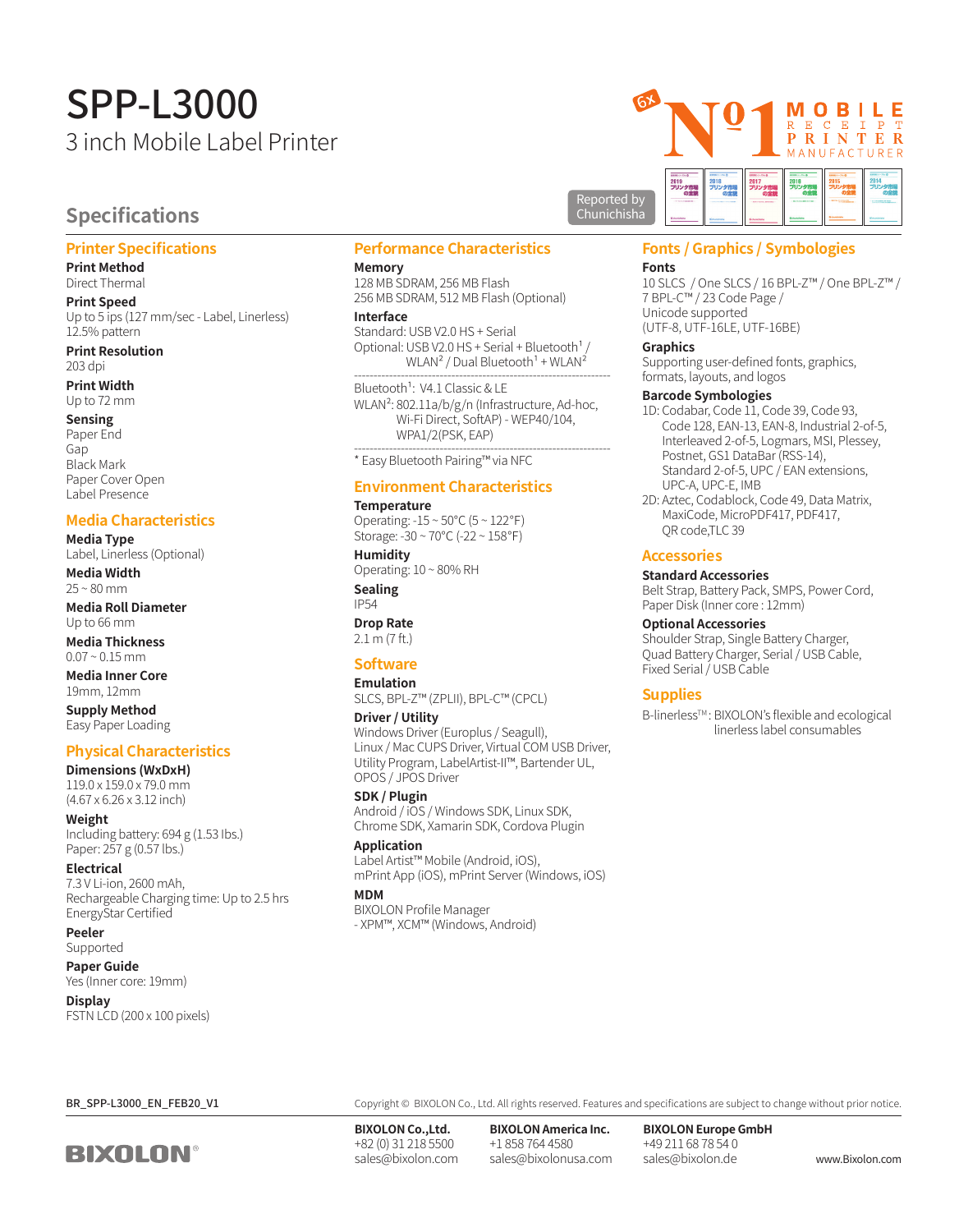# SPP-L3000

3 inch Mobile Label Printer

6x Nº1 MOBILE RECEIPT PRINTER MANUFACTURER

Reported by Chunichisha

## Specifications

### Printer Specifications

**Print Method**
Direct Thermal

**Print Speed**
Up to 5 ips (127 mm/sec - Label, Linerless)
12.5% pattern

**Print Resolution**
203 dpi

**Print Width**
Up to 72 mm

**Sensing**
Paper End
Gap
Black Mark
Paper Cover Open
Label Presence

### Media Characteristics

**Media Type**
Label, Linerless (Optional)

**Media Width**
25 ~ 80 mm

**Media Roll Diameter**
Up to 66 mm

**Media Thickness**
0.07 ~ 0.15 mm

**Media Inner Core**
19mm, 12mm

**Supply Method**
Easy Paper Loading

### Physical Characteristics

**Dimensions (WxDxH)**
119.0 x 159.0 x 79.0 mm
(4.67 x 6.26 x 3.12 inch)

**Weight**
Including battery: 694 g (1.53 lbs.)
Paper: 257 g (0.57 lbs.)

**Electrical**
7.3 V Li-ion, 2600 mAh,
Rechargeable Charging time: Up to 2.5 hrs
EnergyStar Certified

**Peeler**
Supported

**Paper Guide**
Yes (Inner core: 19mm)

**Display**
FSTN LCD (200 x 100 pixels)

### Performance Characteristics

**Memory**
128 MB SDRAM, 256 MB Flash
256 MB SDRAM, 512 MB Flash (Optional)

**Interface**
Standard: USB V2.0 HS + Serial
Optional: USB V2.0 HS + Serial + Bluetooth[1] / WLAN[2] / Dual Bluetooth[1] + WLAN[2]

---

Bluetooth[1]: V4.1 Classic & LE
WLAN[2]: 802.11a/b/g/n (Infrastructure, Ad-hoc, Wi-Fi Direct, SoftAP) - WEP40/104, WPA1/2(PSK, EAP)

---

* Easy Bluetooth Pairing™ via NFC

### Environment Characteristics

**Temperature**
Operating: -15 ~ 50°C (5 ~ 122°F)
Storage: -30 ~ 70°C (-22 ~ 158°F)

**Humidity**
Operating: 10 ~ 80% RH

**Sealing**
IP54

**Drop Rate**
2.1 m (7 ft.)

### Software

**Emulation**
SLCS, BPL-Z™ (ZPLII), BPL-C™ (CPCL)

**Driver / Utility**
Windows Driver (Europlus / Seagull),
Linux / Mac CUPS Driver, Virtual COM USB Driver,
Utility Program, LabelArtist-II™, Bartender UL,
OPOS / JPOS Driver

**SDK / Plugin**
Android / iOS / Windows SDK, Linux SDK,
Chrome SDK, Xamarin SDK, Cordova Plugin

**Application**
Label Artist™ Mobile (Android, iOS),
mPrint App (iOS), mPrint Server (Windows, iOS)

**MDM**
BIXOLON Profile Manager
- XPM™, XCM™ (Windows, Android)

### Fonts / Graphics / Symbologies

**Fonts**
10 SLCS / One SLCS / 16 BPL-Z™ / One BPL-Z™ /
7 BPL-C™ / 23 Code Page /
Unicode supported
(UTF-8, UTF-16LE, UTF-16BE)

**Graphics**
Supporting user-defined fonts, graphics, formats, layouts, and logos

**Barcode Symbologies**
1D: Codabar, Code 11, Code 39, Code 93, Code 128, EAN-13, EAN-8, Industrial 2-of-5, Interleaved 2-of-5, Logmars, MSI, Plessey, Postnet, GS1 DataBar (RSS-14), Standard 2-of-5, UPC / EAN extensions, UPC-A, UPC-E, IMB
2D: Aztec, Codablock, Code 49, Data Matrix, MaxiCode, MicroPDF417, PDF417, QR code,TLC 39

### Accessories

**Standard Accessories**
Belt Strap, Battery Pack, SMPS, Power Cord,
Paper Disk (Inner core : 12mm)

**Optional Accessories**
Shoulder Strap, Single Battery Charger,
Quad Battery Charger, Serial / USB Cable,
Fixed Serial / USB Cable

### Supplies

B-linerless™ : BIXOLON's flexible and ecological linerless label consumables

BR_SPP-L3000_EN_FEB20_V1

Copyright © BIXOLON Co., Ltd. All rights reserved. Features and specifications are subject to change without prior notice.

BIXOLON®

**BIXOLON Co.,Ltd.**
+82 (0) 31 218 5500
sales@bixolon.com

**BIXOLON America Inc.**
+1 858 764 4580
sales@bixolonusa.com

**BIXOLON Europe GmbH**
+49 211 68 78 54 0
sales@bixolon.de

www.Bixolon.com